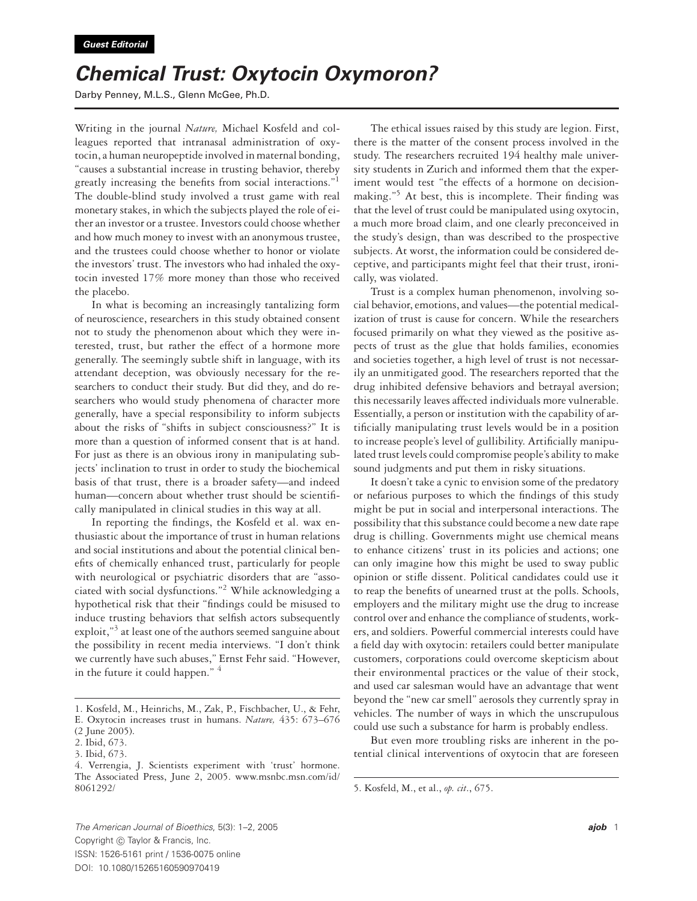*Guest Editorial*

# *Chemical Trust: Oxytocin Oxymoron?*

Darby Penney, M.L.S., Glenn McGee, Ph.D.

Writing in the journal *Nature,* Michael Kosfeld and colleagues reported that intranasal administration of oxytocin, a human neuropeptide involved in maternal bonding, "causes a substantial increase in trusting behavior, thereby greatly increasing the benefits from social interactions."[1] The double-blind study involved a trust game with real monetary stakes, in which the subjects played the role of either an investor or a trustee. Investors could choose whether and how much money to invest with an anonymous trustee, and the trustees could choose whether to honor or violate the investors' trust. The investors who had inhaled the oxytocin invested 17% more money than those who received the placebo.

In what is becoming an increasingly tantalizing form of neuroscience, researchers in this study obtained consent not to study the phenomenon about which they were interested, trust, but rather the effect of a hormone more generally. The seemingly subtle shift in language, with its attendant deception, was obviously necessary for the researchers to conduct their study. But did they, and do researchers who would study phenomena of character more generally, have a special responsibility to inform subjects about the risks of "shifts in subject consciousness?" It is more than a question of informed consent that is at hand. For just as there is an obvious irony in manipulating subjects' inclination to trust in order to study the biochemical basis of that trust, there is a broader safety—and indeed human—concern about whether trust should be scientifically manipulated in clinical studies in this way at all.

In reporting the findings, the Kosfeld et al. wax enthusiastic about the importance of trust in human relations and social institutions and about the potential clinical benefits of chemically enhanced trust, particularly for people with neurological or psychiatric disorders that are "associated with social dysfunctions."[2] While acknowledging a hypothetical risk that their "findings could be misused to induce trusting behaviors that selfish actors subsequently exploit,"[3] at least one of the authors seemed sanguine about the possibility in recent media interviews. "I don't think we currently have such abuses," Ernst Fehr said. "However, in the future it could happen." [4]

The ethical issues raised by this study are legion. First, there is the matter of the consent process involved in the study. The researchers recruited 194 healthy male university students in Zurich and informed them that the experiment would test "the effects of a hormone on decision-making."[5] At best, this is incomplete. Their finding was that the level of trust could be manipulated using oxytocin, a much more broad claim, and one clearly preconceived in the study's design, than was described to the prospective subjects. At worst, the information could be considered deceptive, and participants might feel that their trust, ironically, was violated.

Trust is a complex human phenomenon, involving social behavior, emotions, and values—the potential medicalization of trust is cause for concern. While the researchers focused primarily on what they viewed as the positive aspects of trust as the glue that holds families, economies and societies together, a high level of trust is not necessarily an unmitigated good. The researchers reported that the drug inhibited defensive behaviors and betrayal aversion; this necessarily leaves affected individuals more vulnerable. Essentially, a person or institution with the capability of artificially manipulating trust levels would be in a position to increase people's level of gullibility. Artificially manipulated trust levels could compromise people's ability to make sound judgments and put them in risky situations.

It doesn't take a cynic to envision some of the predatory or nefarious purposes to which the findings of this study might be put in social and interpersonal interactions. The possibility that this substance could become a new date rape drug is chilling. Governments might use chemical means to enhance citizens' trust in its policies and actions; one can only imagine how this might be used to sway public opinion or stifle dissent. Political candidates could use it to reap the benefits of unearned trust at the polls. Schools, employers and the military might use the drug to increase control over and enhance the compliance of students, workers, and soldiers. Powerful commercial interests could have a field day with oxytocin: retailers could better manipulate customers, corporations could overcome skepticism about their environmental practices or the value of their stock, and used car salesman would have an advantage that went beyond the "new car smell" aerosols they currently spray in vehicles. The number of ways in which the unscrupulous could use such a substance for harm is probably endless.

But even more troubling risks are inherent in the potential clinical interventions of oxytocin that are foreseen

---

1. Kosfeld, M., Heinrichs, M., Zak, P., Fischbacher, U., & Fehr, E. Oxytocin increases trust in humans. *Nature,* 435: 673–676 (2 June 2005).
2. Ibid, 673.
3. Ibid, 673.
4. Verrengia, J. Scientists experiment with 'trust' hormone. The Associated Press, June 2, 2005. www.msnbc.msn.com/id/8061292/
5. Kosfeld, M., et al., *op. cit.*, 675.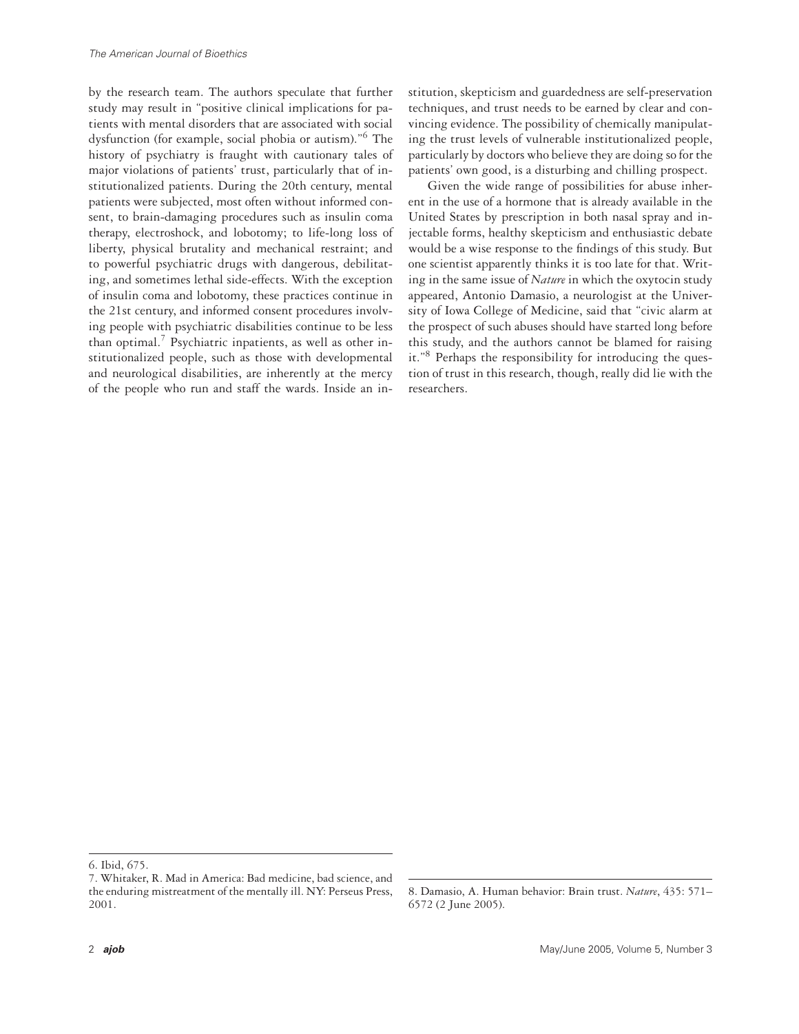by the research team. The authors speculate that further study may result in "positive clinical implications for patients with mental disorders that are associated with social dysfunction (for example, social phobia or autism)."[6] The history of psychiatry is fraught with cautionary tales of major violations of patients' trust, particularly that of institutionalized patients. During the 20th century, mental patients were subjected, most often without informed consent, to brain-damaging procedures such as insulin coma therapy, electroshock, and lobotomy; to life-long loss of liberty, physical brutality and mechanical restraint; and to powerful psychiatric drugs with dangerous, debilitating, and sometimes lethal side-effects. With the exception of insulin coma and lobotomy, these practices continue in the 21st century, and informed consent procedures involving people with psychiatric disabilities continue to be less than optimal.[7] Psychiatric inpatients, as well as other institutionalized people, such as those with developmental and neurological disabilities, are inherently at the mercy of the people who run and staff the wards. Inside an institution, skepticism and guardedness are self-preservation techniques, and trust needs to be earned by clear and convincing evidence. The possibility of chemically manipulating the trust levels of vulnerable institutionalized people, particularly by doctors who believe they are doing so for the patients' own good, is a disturbing and chilling prospect.

Given the wide range of possibilities for abuse inherent in the use of a hormone that is already available in the United States by prescription in both nasal spray and injectable forms, healthy skepticism and enthusiastic debate would be a wise response to the findings of this study. But one scientist apparently thinks it is too late for that. Writing in the same issue of *Nature* in which the oxytocin study appeared, Antonio Damasio, a neurologist at the University of Iowa College of Medicine, said that "civic alarm at the prospect of such abuses should have started long before this study, and the authors cannot be blamed for raising it."[8] Perhaps the responsibility for introducing the question of trust in this research, though, really did lie with the researchers.

---

6. Ibid, 675.

7. Whitaker, R. Mad in America: Bad medicine, bad science, and the enduring mistreatment of the mentally ill. NY: Perseus Press, 2001.

8. Damasio, A. Human behavior: Brain trust. *Nature*, 435: 571–6572 (2 June 2005).